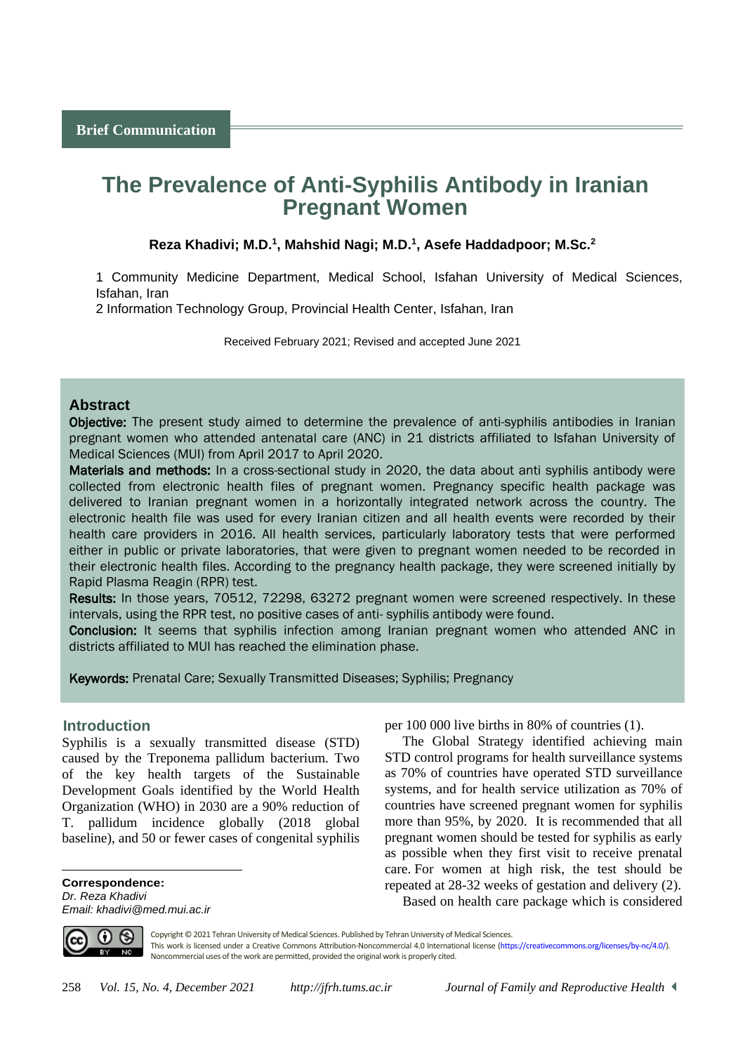Brief Communication

# The Prevalence of Anti-Syphilis Antibody in Iranian Pregnant Women

**Reza Khadivi; M.D.[1], Mahshid Nagi; M.D.[1], Asefe Haddadpoor; M.Sc.[2]**

1 Community Medicine Department, Medical School, Isfahan University of Medical Sciences, Isfahan, Iran
2 Information Technology Group, Provincial Health Center, Isfahan, Iran

Received February 2021; Revised and accepted June 2021

## Abstract

**Objective:** The present study aimed to determine the prevalence of anti-syphilis antibodies in Iranian pregnant women who attended antenatal care (ANC) in 21 districts affiliated to Isfahan University of Medical Sciences (MUI) from April 2017 to April 2020.

**Materials and methods:** In a cross-sectional study in 2020, the data about anti syphilis antibody were collected from electronic health files of pregnant women. Pregnancy specific health package was delivered to Iranian pregnant women in a horizontally integrated network across the country. The electronic health file was used for every Iranian citizen and all health events were recorded by their health care providers in 2016. All health services, particularly laboratory tests that were performed either in public or private laboratories, that were given to pregnant women needed to be recorded in their electronic health files. According to the pregnancy health package, they were screened initially by Rapid Plasma Reagin (RPR) test.

**Results:** In those years, 70512, 72298, 63272 pregnant women were screened respectively. In these intervals, using the RPR test, no positive cases of anti- syphilis antibody were found.

**Conclusion:** It seems that syphilis infection among Iranian pregnant women who attended ANC in districts affiliated to MUI has reached the elimination phase.

**Keywords:** Prenatal Care; Sexually Transmitted Diseases; Syphilis; Pregnancy

## Introduction

Syphilis is a sexually transmitted disease (STD) caused by the Treponema pallidum bacterium. Two of the key health targets of the Sustainable Development Goals identified by the World Health Organization (WHO) in 2030 are a 90% reduction of T. pallidum incidence globally (2018 global baseline), and 50 or fewer cases of congenital syphilis per 100 000 live births in 80% of countries (1).

The Global Strategy identified achieving main STD control programs for health surveillance systems as 70% of countries have operated STD surveillance systems, and for health service utilization as 70% of countries have screened pregnant women for syphilis more than 95%, by 2020. It is recommended that all pregnant women should be tested for syphilis as early as possible when they first visit to receive prenatal care. For women at high risk, the test should be repeated at 28-32 weeks of gestation and delivery (2).

Based on health care package which is considered

**Correspondence:**
*Dr. Reza Khadivi*
*Email: khadivi@med.mui.ac.ir*

Copyright © 2021 Tehran University of Medical Sciences. Published by Tehran University of Medical Sciences.
This work is licensed under a Creative Commons Attribution-Noncommercial 4.0 International license (https://creativecommons.org/licenses/by-nc/4.0/). Noncommercial uses of the work are permitted, provided the original work is properly cited.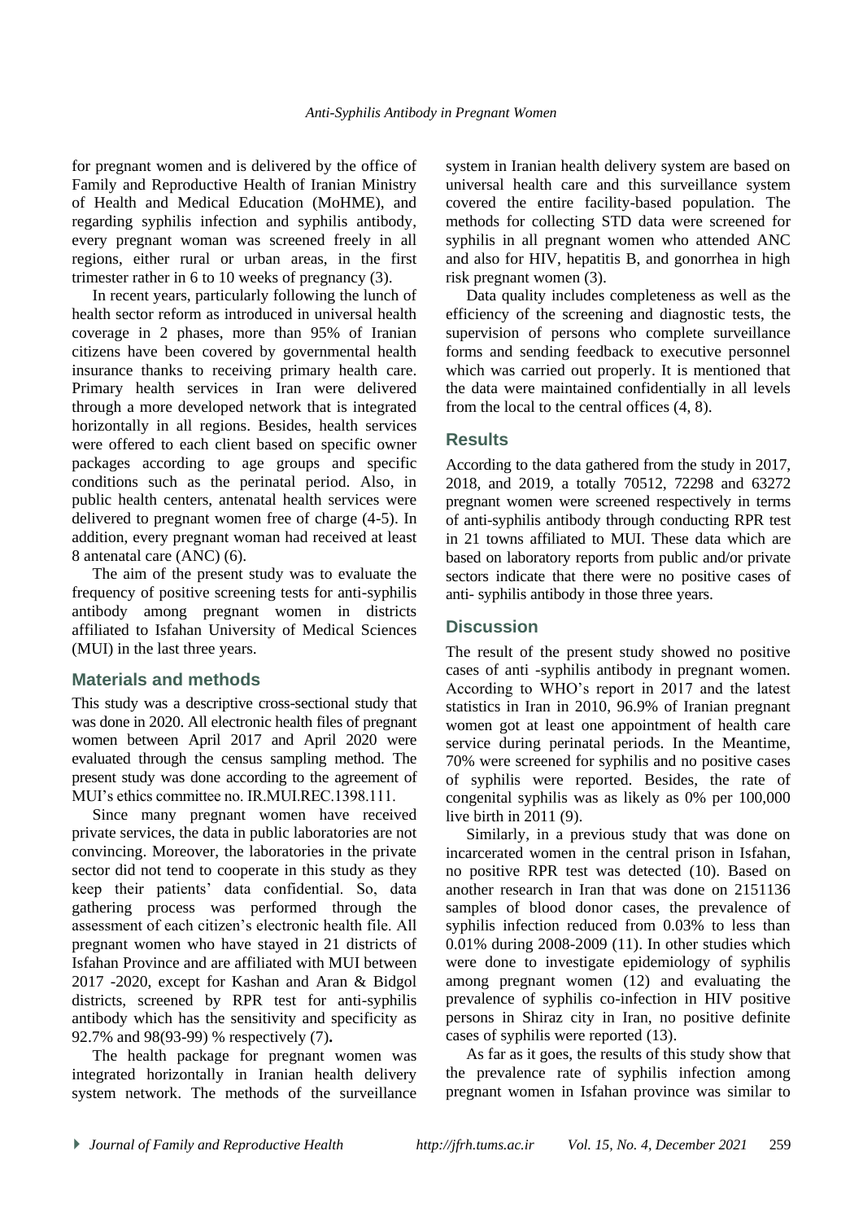for pregnant women and is delivered by the office of Family and Reproductive Health of Iranian Ministry of Health and Medical Education (MoHME), and regarding syphilis infection and syphilis antibody, every pregnant woman was screened freely in all regions, either rural or urban areas, in the first trimester rather in 6 to 10 weeks of pregnancy (3).

In recent years, particularly following the lunch of health sector reform as introduced in universal health coverage in 2 phases, more than 95% of Iranian citizens have been covered by governmental health insurance thanks to receiving primary health care. Primary health services in Iran were delivered through a more developed network that is integrated horizontally in all regions. Besides, health services were offered to each client based on specific owner packages according to age groups and specific conditions such as the perinatal period. Also, in public health centers, antenatal health services were delivered to pregnant women free of charge (4-5). In addition, every pregnant woman had received at least 8 antenatal care (ANC) (6).

The aim of the present study was to evaluate the frequency of positive screening tests for anti-syphilis antibody among pregnant women in districts affiliated to Isfahan University of Medical Sciences (MUI) in the last three years.

## Materials and methods

This study was a descriptive cross-sectional study that was done in 2020. All electronic health files of pregnant women between April 2017 and April 2020 were evaluated through the census sampling method. The present study was done according to the agreement of MUI's ethics committee no. IR.MUI.REC.1398.111.

Since many pregnant women have received private services, the data in public laboratories are not convincing. Moreover, the laboratories in the private sector did not tend to cooperate in this study as they keep their patients' data confidential. So, data gathering process was performed through the assessment of each citizen's electronic health file. All pregnant women who have stayed in 21 districts of Isfahan Province and are affiliated with MUI between 2017 -2020, except for Kashan and Aran & Bidgol districts, screened by RPR test for anti-syphilis antibody which has the sensitivity and specificity as 92.7% and 98(93-99) % respectively (7)**.**

The health package for pregnant women was integrated horizontally in Iranian health delivery system network. The methods of the surveillance system in Iranian health delivery system are based on universal health care and this surveillance system covered the entire facility-based population. The methods for collecting STD data were screened for syphilis in all pregnant women who attended ANC and also for HIV, hepatitis B, and gonorrhea in high risk pregnant women (3).

Data quality includes completeness as well as the efficiency of the screening and diagnostic tests, the supervision of persons who complete surveillance forms and sending feedback to executive personnel which was carried out properly. It is mentioned that the data were maintained confidentially in all levels from the local to the central offices (4, 8).

## Results

According to the data gathered from the study in 2017, 2018, and 2019, a totally 70512, 72298 and 63272 pregnant women were screened respectively in terms of anti-syphilis antibody through conducting RPR test in 21 towns affiliated to MUI. These data which are based on laboratory reports from public and/or private sectors indicate that there were no positive cases of anti- syphilis antibody in those three years.

## Discussion

The result of the present study showed no positive cases of anti -syphilis antibody in pregnant women. According to WHO's report in 2017 and the latest statistics in Iran in 2010, 96.9% of Iranian pregnant women got at least one appointment of health care service during perinatal periods. In the Meantime, 70% were screened for syphilis and no positive cases of syphilis were reported. Besides, the rate of congenital syphilis was as likely as 0% per 100,000 live birth in 2011 (9).

Similarly, in a previous study that was done on incarcerated women in the central prison in Isfahan, no positive RPR test was detected (10). Based on another research in Iran that was done on 2151136 samples of blood donor cases, the prevalence of syphilis infection reduced from 0.03% to less than 0.01% during 2008-2009 (11). In other studies which were done to investigate epidemiology of syphilis among pregnant women (12) and evaluating the prevalence of syphilis co-infection in HIV positive persons in Shiraz city in Iran, no positive definite cases of syphilis were reported (13).

As far as it goes, the results of this study show that the prevalence rate of syphilis infection among pregnant women in Isfahan province was similar to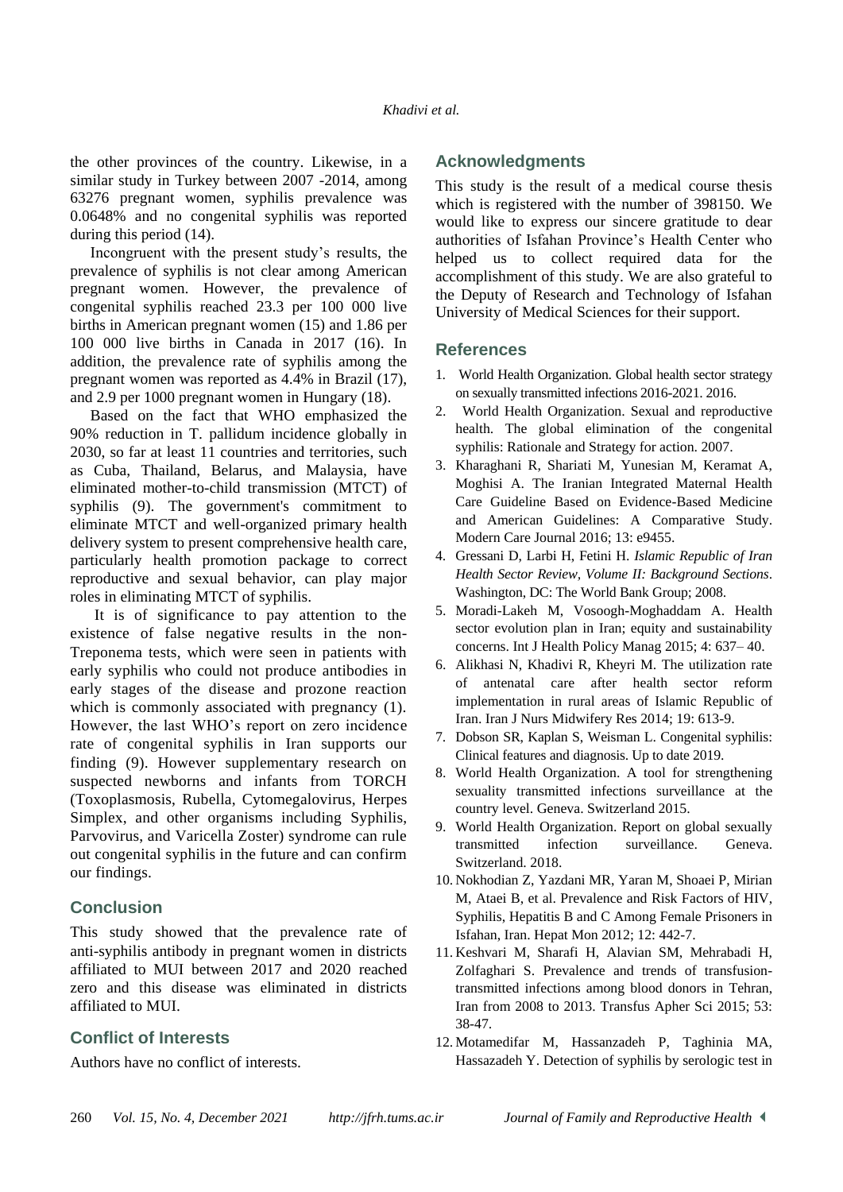the other provinces of the country. Likewise, in a similar study in Turkey between 2007 -2014, among 63276 pregnant women, syphilis prevalence was 0.0648% and no congenital syphilis was reported during this period (14).

Incongruent with the present study's results, the prevalence of syphilis is not clear among American pregnant women. However, the prevalence of congenital syphilis reached 23.3 per 100 000 live births in American pregnant women (15) and 1.86 per 100 000 live births in Canada in 2017 (16). In addition, the prevalence rate of syphilis among the pregnant women was reported as 4.4% in Brazil (17), and 2.9 per 1000 pregnant women in Hungary (18).

Based on the fact that WHO emphasized the 90% reduction in T. pallidum incidence globally in 2030, so far at least 11 countries and territories, such as Cuba, Thailand, Belarus, and Malaysia, have eliminated mother-to-child transmission (MTCT) of syphilis (9). The government's commitment to eliminate MTCT and well-organized primary health delivery system to present comprehensive health care, particularly health promotion package to correct reproductive and sexual behavior, can play major roles in eliminating MTCT of syphilis.

It is of significance to pay attention to the existence of false negative results in the non-Treponema tests, which were seen in patients with early syphilis who could not produce antibodies in early stages of the disease and prozone reaction which is commonly associated with pregnancy (1). However, the last WHO's report on zero incidence rate of congenital syphilis in Iran supports our finding (9). However supplementary research on suspected newborns and infants from TORCH (Toxoplasmosis, Rubella, Cytomegalovirus, Herpes Simplex, and other organisms including Syphilis, Parvovirus, and Varicella Zoster) syndrome can rule out congenital syphilis in the future and can confirm our findings.

## Conclusion

This study showed that the prevalence rate of anti-syphilis antibody in pregnant women in districts affiliated to MUI between 2017 and 2020 reached zero and this disease was eliminated in districts affiliated to MUI.

## Conflict of Interests

Authors have no conflict of interests.

## Acknowledgments

This study is the result of a medical course thesis which is registered with the number of 398150. We would like to express our sincere gratitude to dear authorities of Isfahan Province's Health Center who helped us to collect required data for the accomplishment of this study. We are also grateful to the Deputy of Research and Technology of Isfahan University of Medical Sciences for their support.

## References

1. World Health Organization. Global health sector strategy on sexually transmitted infections 2016-2021. 2016.
2. World Health Organization. Sexual and reproductive health. The global elimination of the congenital syphilis: Rationale and Strategy for action. 2007.
3. Kharaghani R, Shariati M, Yunesian M, Keramat A, Moghisi A. The Iranian Integrated Maternal Health Care Guideline Based on Evidence-Based Medicine and American Guidelines: A Comparative Study. Modern Care Journal 2016; 13: e9455.
4. Gressani D, Larbi H, Fetini H. *Islamic Republic of Iran Health Sector Review, Volume II: Background Sections*. Washington, DC: The World Bank Group; 2008.
5. Moradi-Lakeh M, Vosoogh-Moghaddam A. Health sector evolution plan in Iran; equity and sustainability concerns. Int J Health Policy Manag 2015; 4: 637– 40.
6. Alikhasi N, Khadivi R, Kheyri M. The utilization rate of antenatal care after health sector reform implementation in rural areas of Islamic Republic of Iran. Iran J Nurs Midwifery Res 2014; 19: 613-9.
7. Dobson SR, Kaplan S, Weisman L. Congenital syphilis: Clinical features and diagnosis. Up to date 2019.
8. World Health Organization. A tool for strengthening sexuality transmitted infections surveillance at the country level. Geneva. Switzerland 2015.
9. World Health Organization. Report on global sexually transmitted infection surveillance. Geneva. Switzerland. 2018.
10. Nokhodian Z, Yazdani MR, Yaran M, Shoaei P, Mirian M, Ataei B, et al. Prevalence and Risk Factors of HIV, Syphilis, Hepatitis B and C Among Female Prisoners in Isfahan, Iran. Hepat Mon 2012; 12: 442-7.
11. Keshvari M, Sharafi H, Alavian SM, Mehrabadi H, Zolfaghari S. Prevalence and trends of transfusion-transmitted infections among blood donors in Tehran, Iran from 2008 to 2013. Transfus Apher Sci 2015; 53: 38-47.
12. Motamedifar M, Hassanzadeh P, Taghinia MA, Hassazadeh Y. Detection of syphilis by serologic test in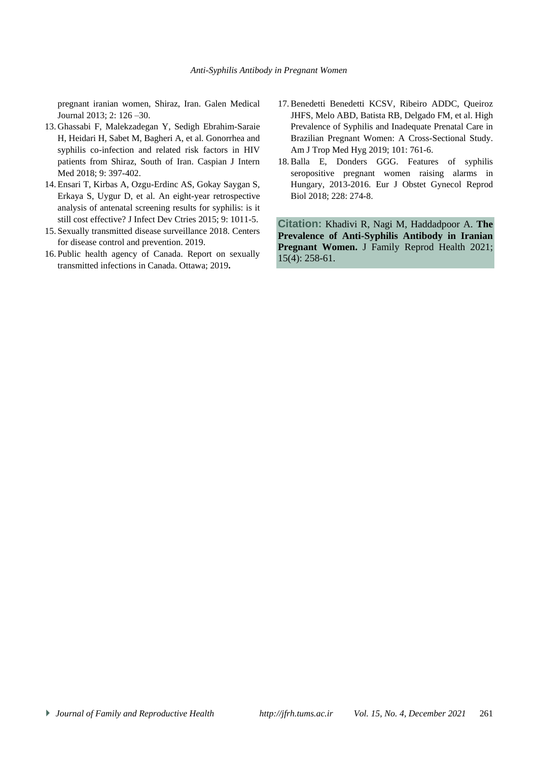pregnant iranian women, Shiraz, Iran. Galen Medical Journal 2013; 2: 126 –30.

13. Ghassabi F, Malekzadegan Y, Sedigh Ebrahim-Saraie H, Heidari H, Sabet M, Bagheri A, et al. Gonorrhea and syphilis co-infection and related risk factors in HIV patients from Shiraz, South of Iran. Caspian J Intern Med 2018; 9: 397-402.
14. Ensari T, Kirbas A, Ozgu-Erdinc AS, Gokay Saygan S, Erkaya S, Uygur D, et al. An eight-year retrospective analysis of antenatal screening results for syphilis: is it still cost effective? J Infect Dev Ctries 2015; 9: 1011-5.
15. Sexually transmitted disease surveillance 2018. Centers for disease control and prevention. 2019.
16. Public health agency of Canada. Report on sexually transmitted infections in Canada. Ottawa; 2019**.**
17. Benedetti Benedetti KCSV, Ribeiro ADDC, Queiroz JHFS, Melo ABD, Batista RB, Delgado FM, et al. High Prevalence of Syphilis and Inadequate Prenatal Care in Brazilian Pregnant Women: A Cross-Sectional Study. Am J Trop Med Hyg 2019; 101: 761-6.
18. Balla E, Donders GGG. Features of syphilis seropositive pregnant women raising alarms in Hungary, 2013-2016. Eur J Obstet Gynecol Reprod Biol 2018; 228: 274-8.

**Citation:** Khadivi R, Nagi M, Haddadpoor A. **The Prevalence of Anti-Syphilis Antibody in Iranian Pregnant Women.** J Family Reprod Health 2021; 15(4): 258-61.